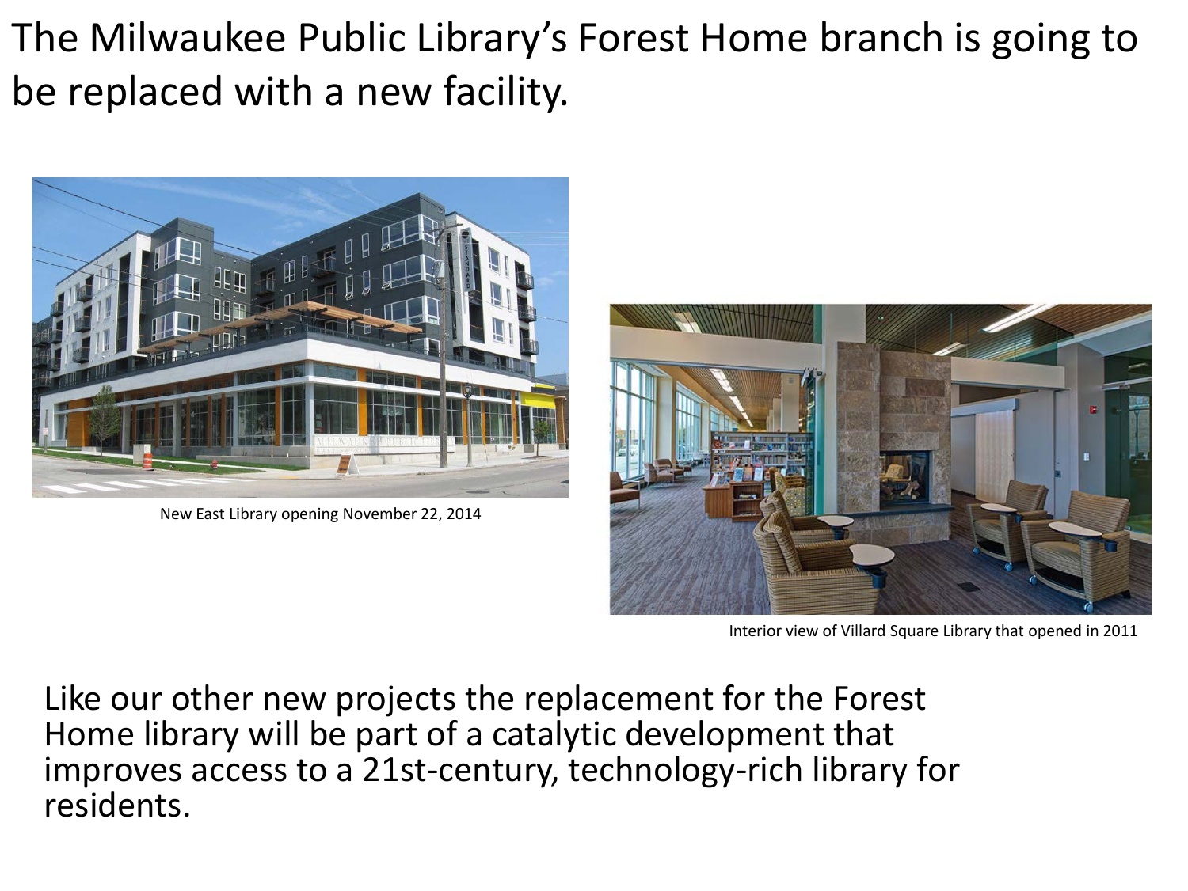# The Milwaukee Public Library's Forest Home branch is going to be replaced with a new facility.

New East Library opening November 22, 2014

Interior view of Villard Square Library that opened in 2011

Like our other new projects the replacement for the Forest Home library will be part of a catalytic development that improves access to a 21st-century, technology-rich library for residents.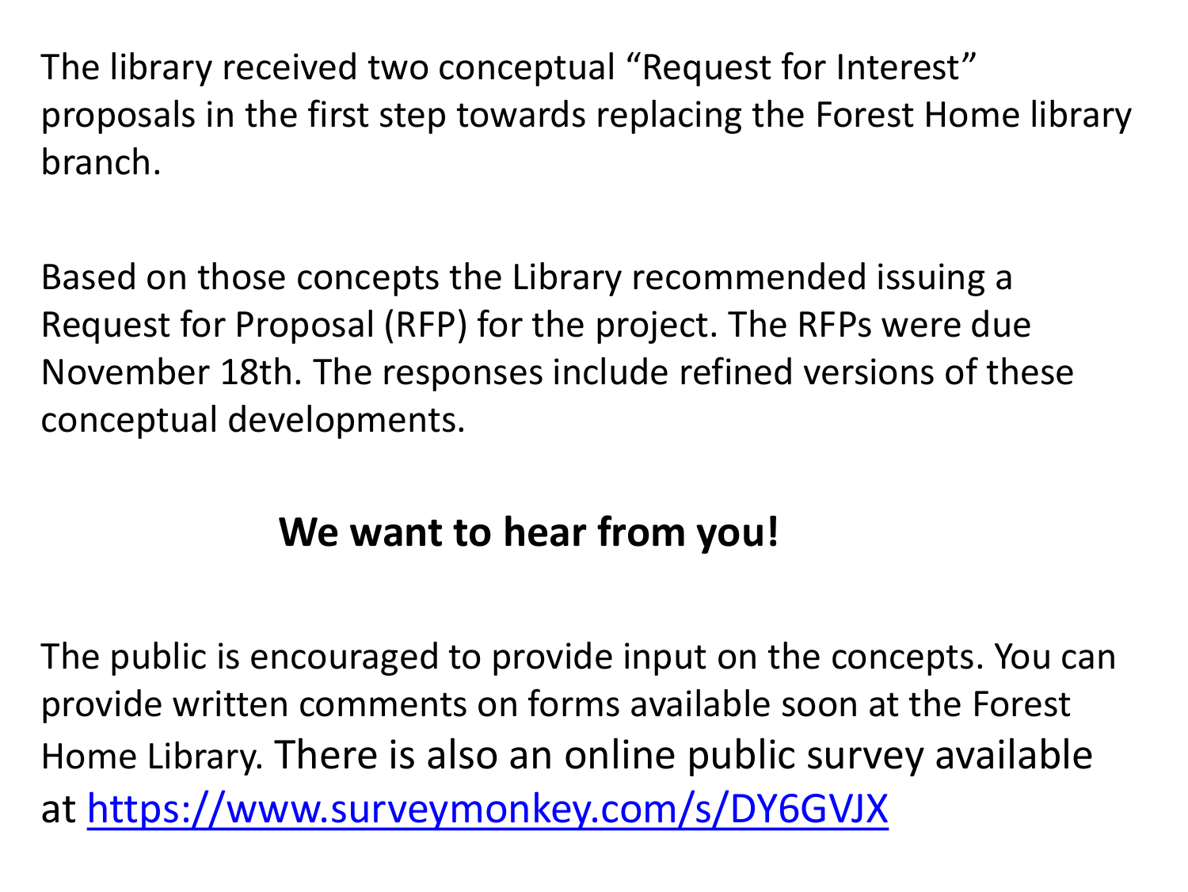The library received two conceptual "Request for Interest" proposals in the first step towards replacing the Forest Home library branch.

Based on those concepts the Library recommended issuing a Request for Proposal (RFP) for the project. The RFPs were due November 18th. The responses include refined versions of these conceptual developments.

**We want to hear from you!**

The public is encouraged to provide input on the concepts. You can provide written comments on forms available soon at the Forest Home Library. There is also an online public survey available at [https://www.surveymonkey.com/s/DY6GVJX](https://www.surveymonkey.com/s/DY6GVJX)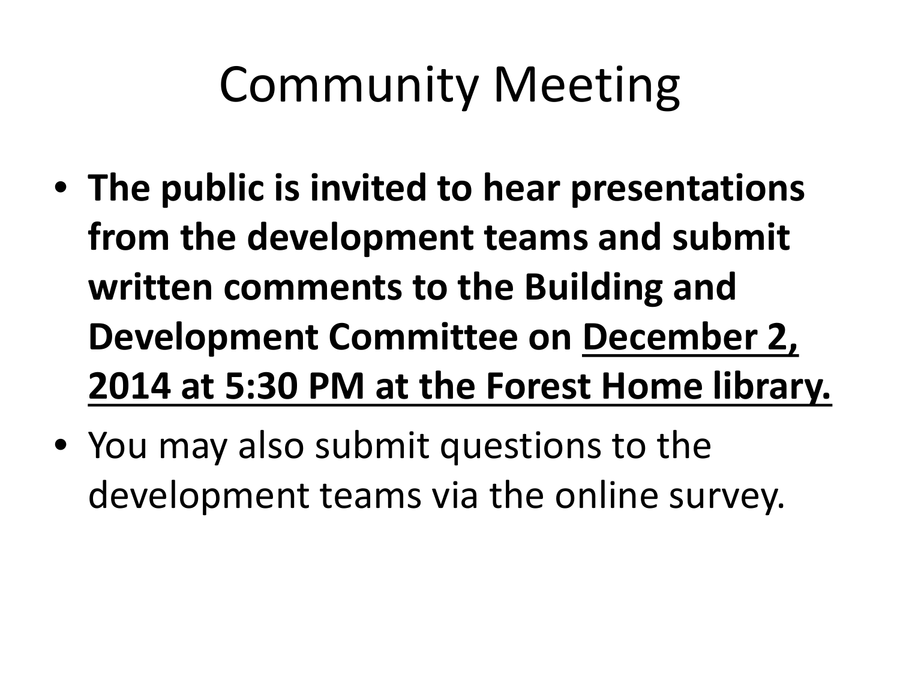# Community Meeting

- **The public is invited to hear presentations from the development teams and submit written comments to the Building and Development Committee on <u>December 2, 2014 at 5:30 PM at the Forest Home library.</u>**
- You may also submit questions to the development teams via the online survey.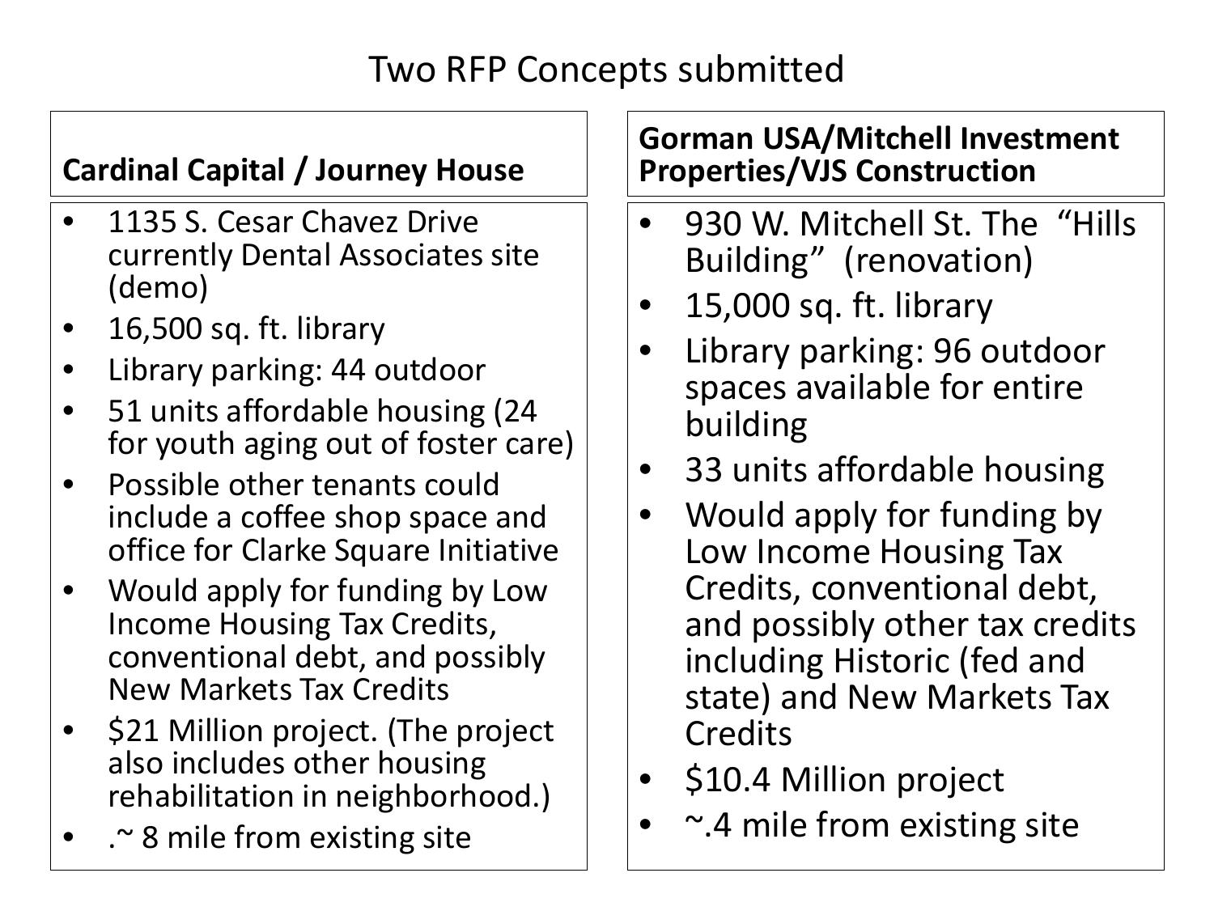# Two RFP Concepts submitted

## Cardinal Capital / Journey House

- 1135 S. Cesar Chavez Drive currently Dental Associates site (demo)
- 16,500 sq. ft. library
- Library parking: 44 outdoor
- 51 units affordable housing (24 for youth aging out of foster care)
- Possible other tenants could include a coffee shop space and office for Clarke Square Initiative
- Would apply for funding by Low Income Housing Tax Credits, conventional debt, and possibly New Markets Tax Credits
- $21 Million project. (The project also includes other housing rehabilitation in neighborhood.)
- .~ 8 mile from existing site

## Gorman USA/Mitchell Investment Properties/VJS Construction

- 930 W. Mitchell St. The "Hills Building" (renovation)
- 15,000 sq. ft. library
- Library parking: 96 outdoor spaces available for entire building
- 33 units affordable housing
- Would apply for funding by Low Income Housing Tax Credits, conventional debt, and possibly other tax credits including Historic (fed and state) and New Markets Tax Credits
- $10.4 Million project
- ~.4 mile from existing site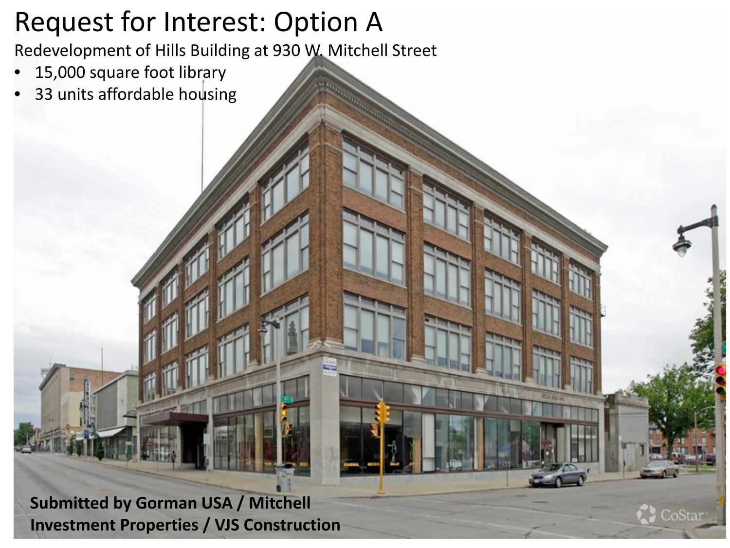# Request for Interest: Option A

Redevelopment of Hills Building at 930 W. Mitchell Street

- 15,000 square foot library
- 33 units affordable housing

**Submitted by Gorman USA / Mitchell Investment Properties / VJS Construction**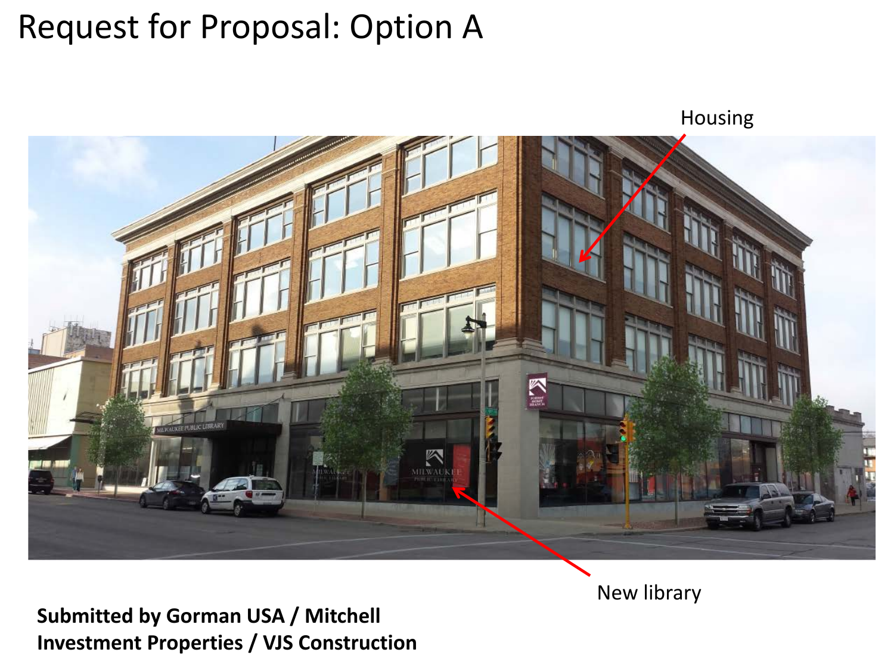# Request for Proposal: Option A

Housing

New library

**Submitted by Gorman USA / Mitchell Investment Properties / VJS Construction**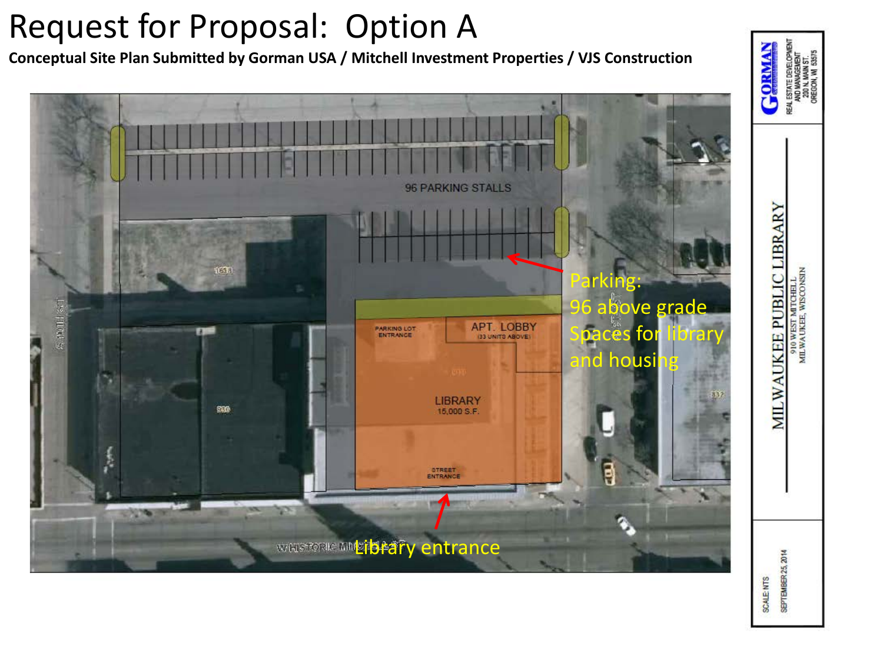# Request for Proposal: Option A

**Conceptual Site Plan Submitted by Gorman USA / Mitchell Investment Properties / VJS Construction**

96 PARKING STALLS

Parking:
96 above grade
Spaces for library
and housing

PARKING LOT ENTRANCE

APT. LOBBY
(33 UNITS ABOVE)

LIBRARY
15,000 S.F.

STREET ENTRANCE

Library entrance

W HISTORIC MITCHELL ST

S 10TH ST

GORMAN
REAL ESTATE DEVELOPMENT AND MANAGEMENT
200 N. MAIN ST.
OREGON, WI 53575

MILWAUKEE PUBLIC LIBRARY
910 WEST MITCHELL
MILWAUKEE, WISCONSIN

SCALE: NTS
SEPTEMBER 25, 2014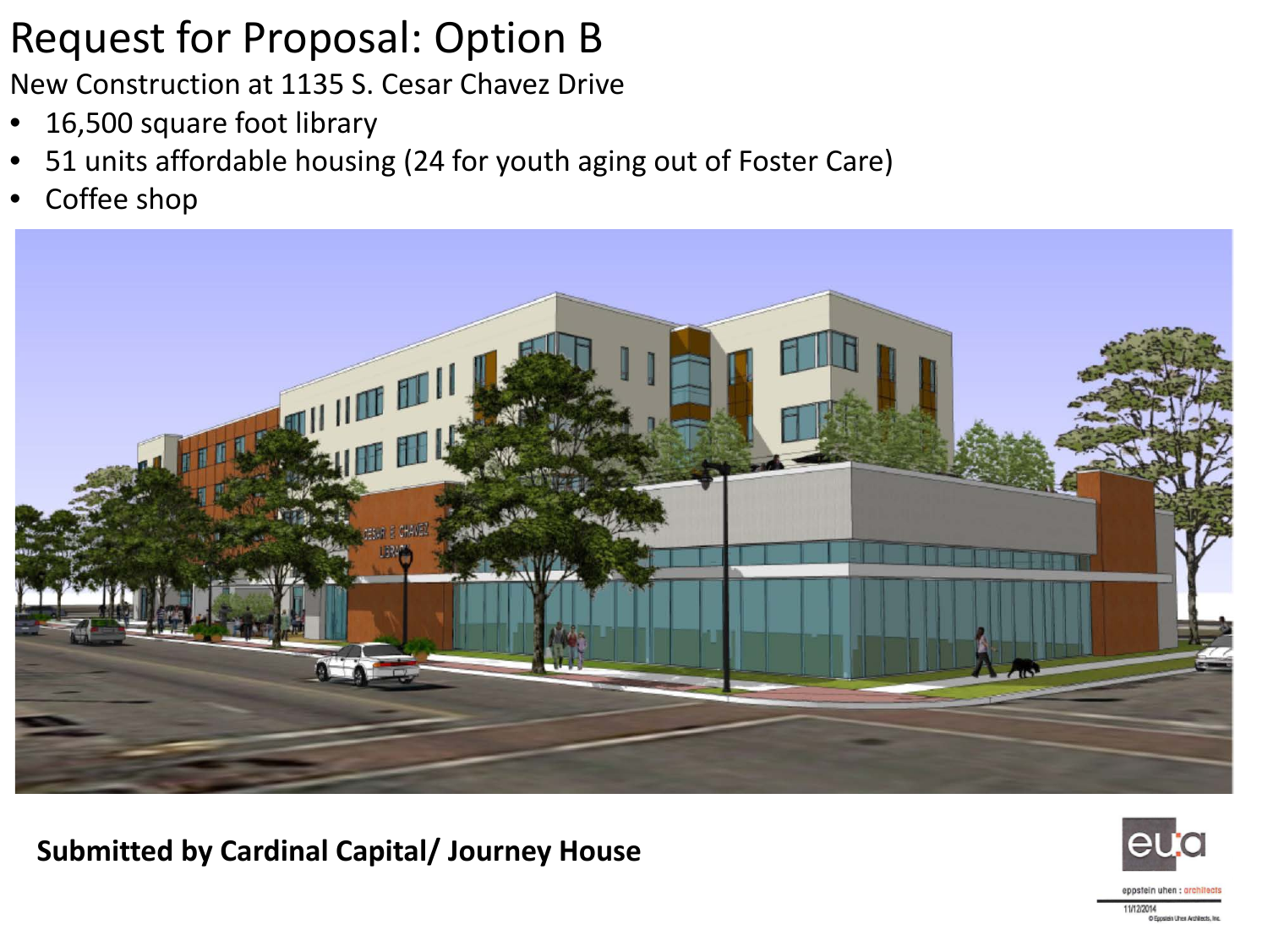# Request for Proposal: Option B

New Construction at 1135 S. Cesar Chavez Drive

- 16,500 square foot library
- 51 units affordable housing (24 for youth aging out of Foster Care)
- Coffee shop

**Submitted by Cardinal Capital/ Journey House**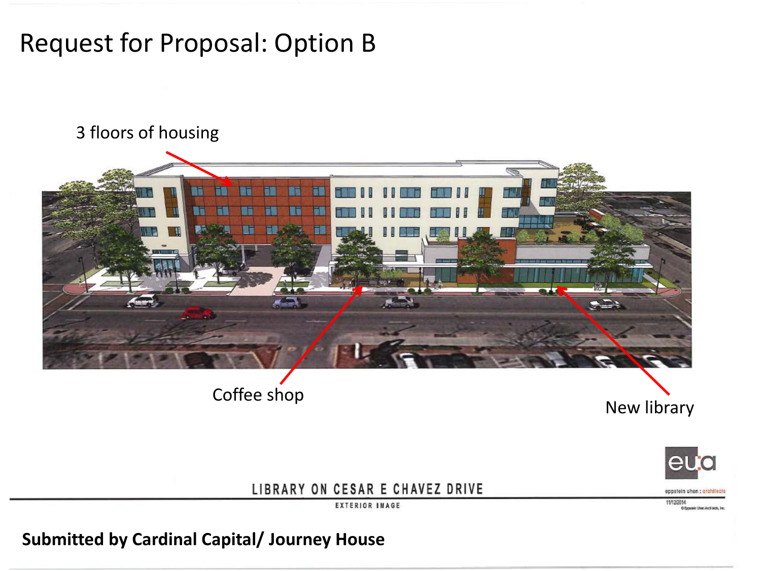# Request for Proposal: Option B

3 floors of housing

Coffee shop

New library

LIBRARY ON CESAR E CHAVEZ DRIVE

EXTERIOR IMAGE

eppstein uhen : architects

11/12/2014

© Eppstein Uhen Architects, Inc.

**Submitted by Cardinal Capital/ Journey House**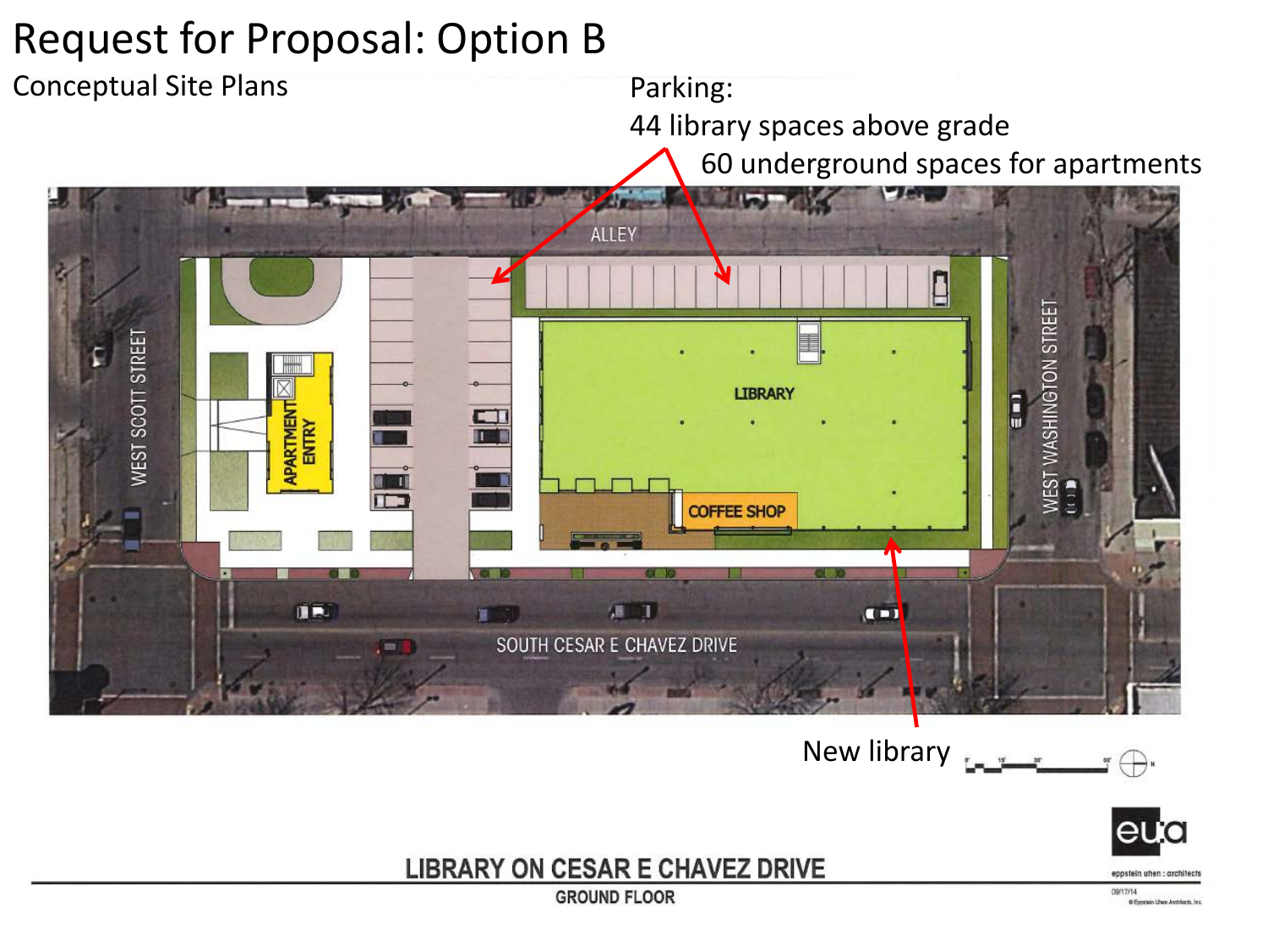# Request for Proposal: Option B

Conceptual Site Plans

Parking:
44 library spaces above grade
60 underground spaces for apartments

ALLEY

WEST SCOTT STREET

APARTMENT ENTRY

LIBRARY

COFFEE SHOP

WEST WASHINGTON STREET

SOUTH CESAR E CHAVEZ DRIVE

New library

eu:a
eppstein uhen : architects

LIBRARY ON CESAR E CHAVEZ DRIVE
GROUND FLOOR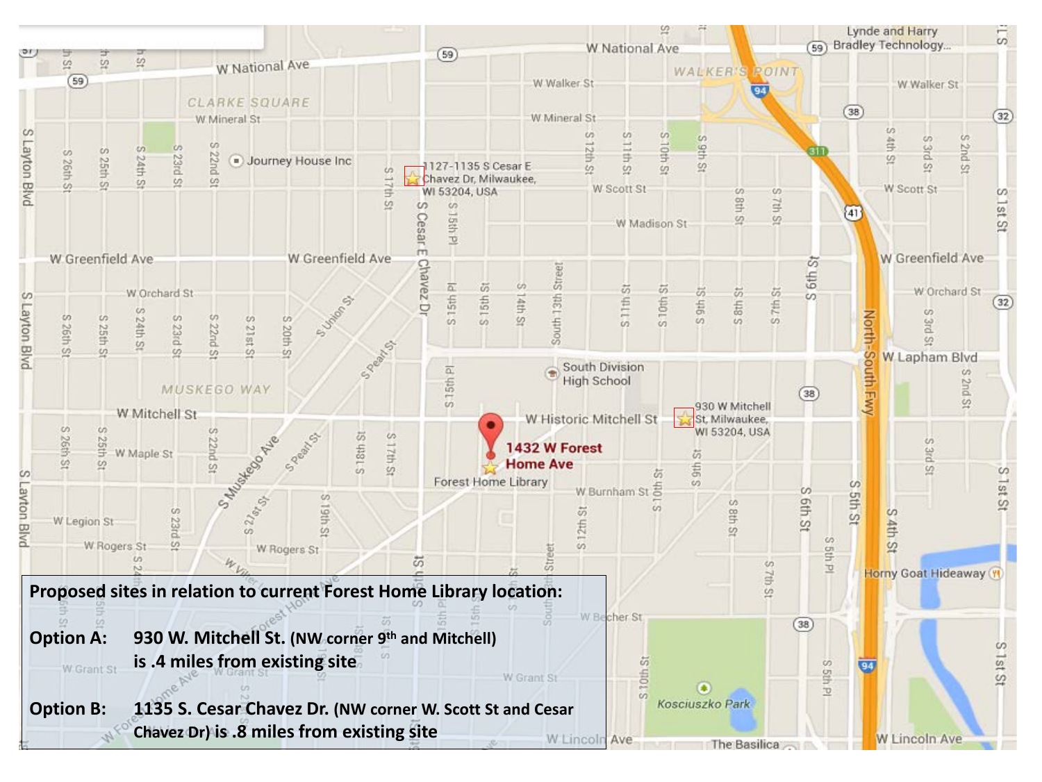**Proposed sites in relation to current Forest Home Library location:**

**Option A:** 930 W. Mitchell St. (NW corner 9th and Mitchell) is .4 miles from existing site

**Option B:** 1135 S. Cesar Chavez Dr. (NW corner W. Scott St and Cesar Chavez Dr) is .8 miles from existing site